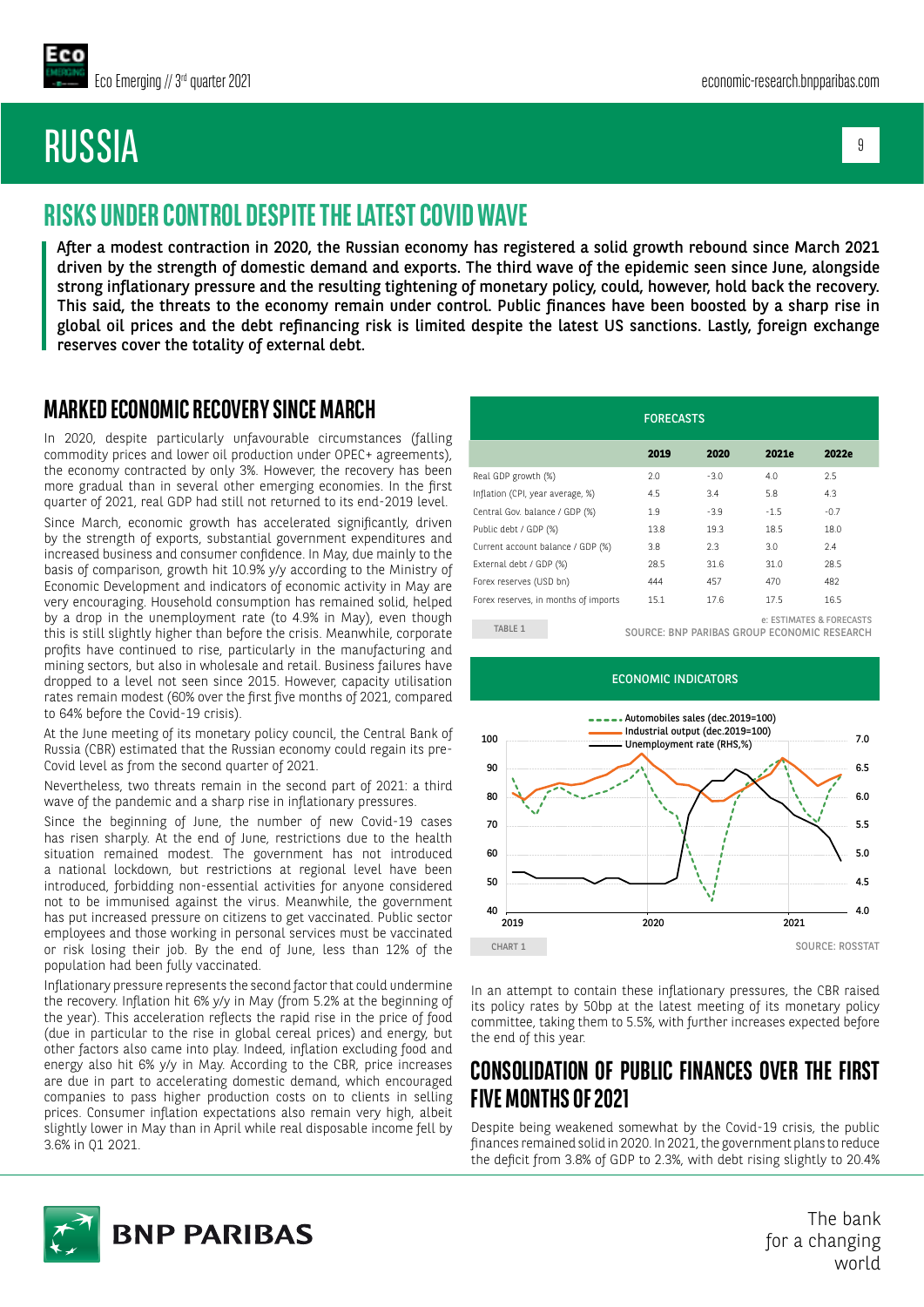# RUSSIA

## RISKS UNDER CONTROL DESPITE THE LATEST COVID WAVE

**After a modest contraction in 2020, the Russian economy has registered a solid growth rebound since March 2021 driven by the strength of domestic demand and exports. The third wave of the epidemic seen since June, alongside strong inflationary pressure and the resulting tightening of monetary policy, could, however, hold back the recovery. This said, the threats to the economy remain under control. Public finances have been boosted by a sharp rise in global oil prices and the debt refinancing risk is limited despite the latest US sanctions. Lastly, foreign exchange reserves cover the totality of external debt.**

### MARKED ECONOMIC RECOVERY SINCE MARCH

In 2020, despite particularly unfavourable circumstances (falling commodity prices and lower oil production under OPEC+ agreements), the economy contracted by only 3%. However, the recovery has been more gradual than in several other emerging economies. In the first quarter of 2021, real GDP had still not returned to its end-2019 level.

Since March, economic growth has accelerated significantly, driven by the strength of exports, substantial government expenditures and increased business and consumer confidence. In May, due mainly to the basis of comparison, growth hit 10.9% y/y according to the Ministry of Economic Development and indicators of economic activity in May are very encouraging. Household consumption has remained solid, helped by a drop in the unemployment rate (to 4.9% in May), even though this is still slightly higher than before the crisis. Meanwhile, corporate profits have continued to rise, particularly in the manufacturing and mining sectors, but also in wholesale and retail. Business failures have dropped to a level not seen since 2015. However, capacity utilisation rates remain modest (60% over the first five months of 2021, compared to 64% before the Covid-19 crisis).

At the June meeting of its monetary policy council, the Central Bank of Russia (CBR) estimated that the Russian economy could regain its pre-Covid level as from the second quarter of 2021.

Nevertheless, two threats remain in the second part of 2021: a third wave of the pandemic and a sharp rise in inflationary pressures.

Since the beginning of June, the number of new Covid-19 cases has risen sharply. At the end of June, restrictions due to the health situation remained modest. The government has not introduced a national lockdown, but restrictions at regional level have been introduced, forbidding non-essential activities for anyone considered not to be immunised against the virus. Meanwhile, the government has put increased pressure on citizens to get vaccinated. Public sector employees and those working in personal services must be vaccinated or risk losing their job. By the end of June, less than 12% of the population had been fully vaccinated.

Inflationary pressure represents the second factor that could undermine the recovery. Inflation hit 6% y/y in May (from 5.2% at the beginning of the year). This acceleration reflects the rapid rise in the price of food (due in particular to the rise in global cereal prices) and energy, but other factors also came into play. Indeed, inflation excluding food and energy also hit 6% y/y in May. According to the CBR, price increases are due in part to accelerating domestic demand, which encouraged companies to pass higher production costs on to clients in selling prices. Consumer inflation expectations also remain very high, albeit slightly lower in May than in April while real disposable income fell by 3.6% in Q1 2021.

**FORECASTS**

| | 2019 | 2020 | 2021e | 2022e |
|---|---|---|---|---|
| Real GDP growth (%) | 2.0 | -3.0 | 4.0 | 2.5 |
| Inflation (CPI, year average, %) | 4.5 | 3.4 | 5.8 | 4.3 |
| Central Gov. balance / GDP (%) | 1.9 | -3.9 | -1.5 | -0.7 |
| Public debt / GDP (%) | 13.8 | 19.3 | 18.5 | 18.0 |
| Current account balance / GDP (%) | 3.8 | 2.3 | 3.0 | 2.4 |
| External debt / GDP (%) | 28.5 | 31.6 | 31.0 | 28.5 |
| Forex reserves (USD bn) | 444 | 457 | 470 | 482 |
| Forex reserves, in months of imports | 15.1 | 17.6 | 17.5 | 16.5 |

TABLE 1 — e: ESTIMATES & FORECASTS. SOURCE: BNP PARIBAS GROUP ECONOMIC RESEARCH

**ECONOMIC INDICATORS**

CHART 1 — Automobiles sales (dec.2019=100); Industrial output (dec.2019=100); Unemployment rate (RHS,%). SOURCE: ROSSTAT

In an attempt to contain these inflationary pressures, the CBR raised its policy rates by 50bp at the latest meeting of its monetary policy committee, taking them to 5.5%, with further increases expected before the end of this year.

### CONSOLIDATION OF PUBLIC FINANCES OVER THE FIRST FIVE MONTHS OF 2021

Despite being weakened somewhat by the Covid-19 crisis, the public finances remained solid in 2020. In 2021, the government plans to reduce the deficit from 3.8% of GDP to 2.3%, with debt rising slightly to 20.4%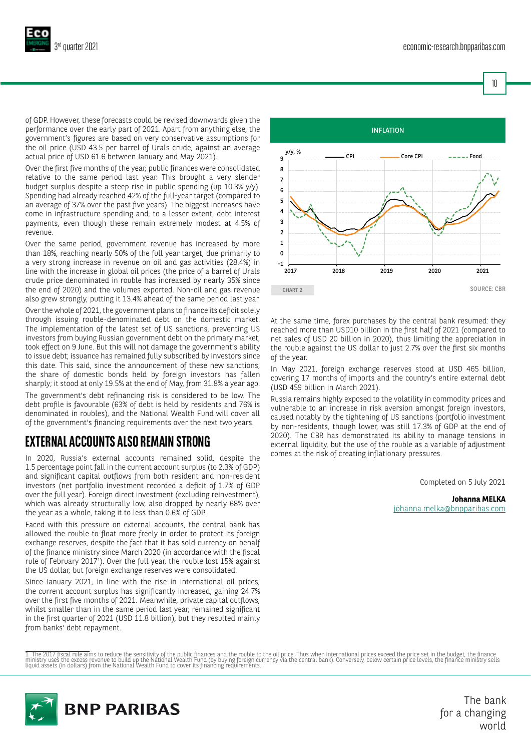of GDP. However, these forecasts could be revised downwards given the performance over the early part of 2021. Apart from anything else, the government's figures are based on very conservative assumptions for the oil price (USD 43.5 per barrel of Urals crude, against an average actual price of USD 61.6 between January and May 2021).

Over the first five months of the year, public finances were consolidated relative to the same period last year. This brought a very slender budget surplus despite a steep rise in public spending (up 10.3% y/y). Spending had already reached 42% of the full-year target (compared to an average of 37% over the past five years). The biggest increases have come in infrastructure spending and, to a lesser extent, debt interest payments, even though these remain extremely modest at 4.5% of revenue.

Over the same period, government revenue has increased by more than 18%, reaching nearly 50% of the full year target, due primarily to a very strong increase in revenue on oil and gas activities (28.4%) in line with the increase in global oil prices (the price of a barrel of Urals crude price denominated in rouble has increased by nearly 35% since the end of 2020) and the volumes exported. Non-oil and gas revenue also grew strongly, putting it 13.4% ahead of the same period last year.

Over the whole of 2021, the government plans to finance its deficit solely through issuing rouble-denominated debt on the domestic market. The implementation of the latest set of US sanctions, preventing US investors from buying Russian government debt on the primary market, took effect on 9 June. But this will not damage the government's ability to issue debt; issuance has remained fully subscribed by investors since this date. This said, since the announcement of these new sanctions, the share of domestic bonds held by foreign investors has fallen sharply; it stood at only 19.5% at the end of May, from 31.8% a year ago.

The government's debt refinancing risk is considered to be low. The debt profile is favourable (63% of debt is held by residents and 76% is denominated in roubles), and the National Wealth Fund will cover all of the government's financing requirements over the next two years.

## EXTERNAL ACCOUNTS ALSO REMAIN STRONG

In 2020, Russia's external accounts remained solid, despite the 1.5 percentage point fall in the current account surplus (to 2.3% of GDP) and significant capital outflows from both resident and non-resident investors (net portfolio investment recorded a deficit of 1.7% of GDP over the full year). Foreign direct investment (excluding reinvestment), which was already structurally low, also dropped by nearly 68% over the year as a whole, taking it to less than 0.6% of GDP.

Faced with this pressure on external accounts, the central bank has allowed the rouble to float more freely in order to protect its foreign exchange reserves, despite the fact that it has sold currency on behalf of the finance ministry since March 2020 (in accordance with the fiscal rule of February 2017[1]). Over the full year, the rouble lost 15% against the US dollar, but foreign exchange reserves were consolidated.

Since January 2021, in line with the rise in international oil prices, the current account surplus has significantly increased, gaining 24.7% over the first five months of 2021. Meanwhile, private capital outflows, whilst smaller than in the same period last year, remained significant in the first quarter of 2021 (USD 11.8 billion), but they resulted mainly from banks' debt repayment.

INFLATION

y/y, %

CPI — Core CPI — Food

9
8
7
6
5
4
3
2
1
0
-1

2017 2018 2019 2020 2021

CHART 2

SOURCE: CBR

At the same time, forex purchases by the central bank resumed: they reached more than USD10 billion in the first half of 2021 (compared to net sales of USD 20 billion in 2020), thus limiting the appreciation in the rouble against the US dollar to just 2.7% over the first six months of the year.

In May 2021, foreign exchange reserves stood at USD 465 billion, covering 17 months of imports and the country's entire external debt (USD 459 billion in March 2021).

Russia remains highly exposed to the volatility in commodity prices and vulnerable to an increase in risk aversion amongst foreign investors, caused notably by the tightening of US sanctions (portfolio investment by non-residents, though lower, was still 17.3% of GDP at the end of 2020). The CBR has demonstrated its ability to manage tensions in external liquidity, but the use of the rouble as a variable of adjustment comes at the risk of creating inflationary pressures.

Completed on 5 July 2021

**Johanna MELKA**
johanna.melka@bnpparibas.com

1 The 2017 fiscal rule aims to reduce the sensitivity of the public finances and the rouble to the oil price. Thus when international prices exceed the price set in the budget, the finance ministry uses the excess revenue to build up the National Wealth Fund (by buying foreign currency via the central bank). Conversely, below certain price levels, the finance ministry sells liquid assets (in dollars) from the National Wealth Fund to cover its financing requirements.